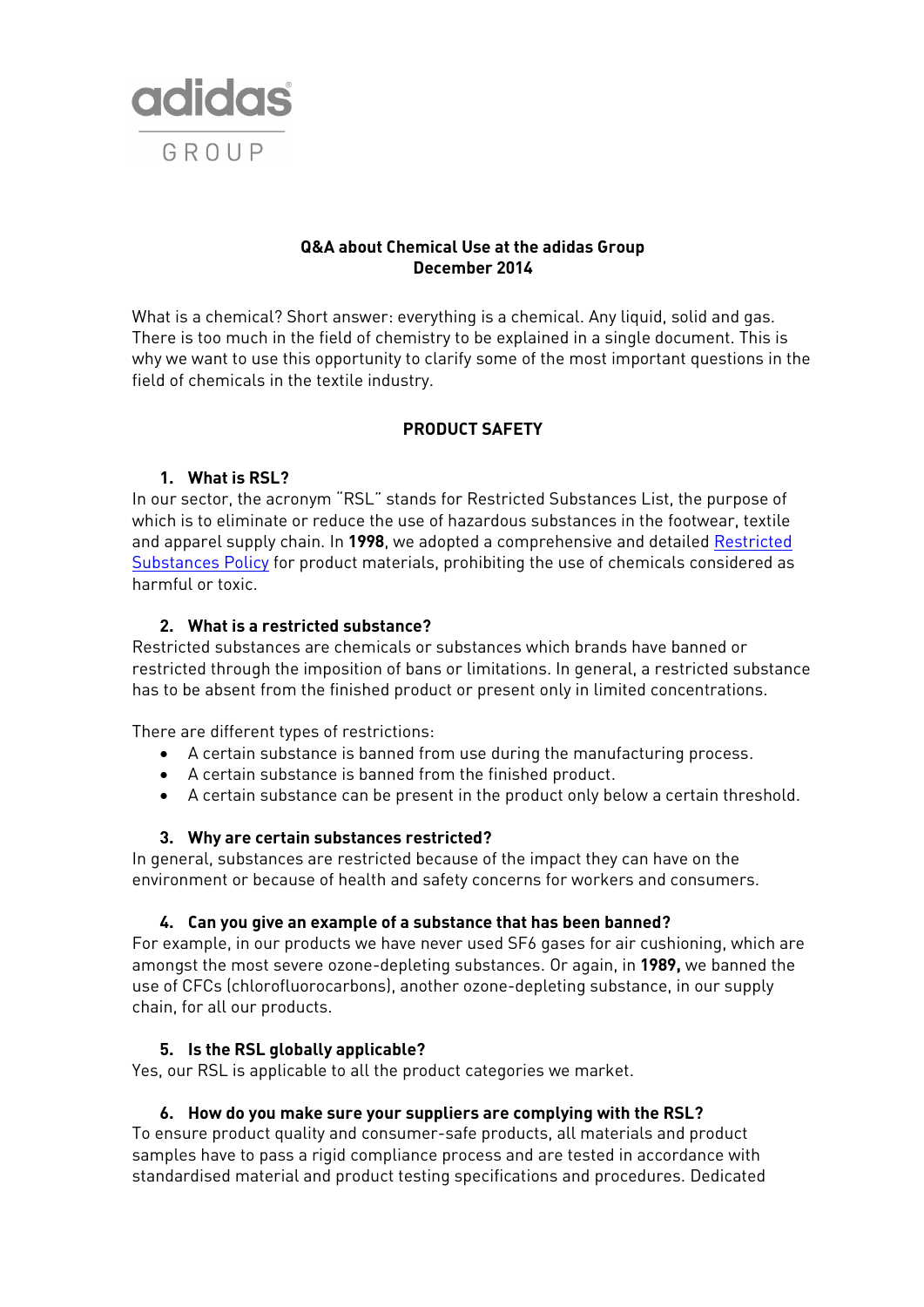adidas GROUP

**Q&A about Chemical Use at the adidas Group**
**December 2014**

What is a chemical? Short answer: everything is a chemical. Any liquid, solid and gas. There is too much in the field of chemistry to be explained in a single document. This is why we want to use this opportunity to clarify some of the most important questions in the field of chemicals in the textile industry.

## PRODUCT SAFETY

### 1. What is RSL?

In our sector, the acronym "RSL" stands for Restricted Substances List, the purpose of which is to eliminate or reduce the use of hazardous substances in the footwear, textile and apparel supply chain. In **1998**, we adopted a comprehensive and detailed Restricted Substances Policy for product materials, prohibiting the use of chemicals considered as harmful or toxic.

### 2. What is a restricted substance?

Restricted substances are chemicals or substances which brands have banned or restricted through the imposition of bans or limitations. In general, a restricted substance has to be absent from the finished product or present only in limited concentrations.

There are different types of restrictions:

- A certain substance is banned from use during the manufacturing process.
- A certain substance is banned from the finished product.
- A certain substance can be present in the product only below a certain threshold.

### 3. Why are certain substances restricted?

In general, substances are restricted because of the impact they can have on the environment or because of health and safety concerns for workers and consumers.

### 4. Can you give an example of a substance that has been banned?

For example, in our products we have never used $SF_6$ gases for air cushioning, which are amongst the most severe ozone-depleting substances. Or again, in **1989,** we banned the use of CFCs (chlorofluorocarbons), another ozone-depleting substance, in our supply chain, for all our products.

### 5. Is the RSL globally applicable?

Yes, our RSL is applicable to all the product categories we market.

### 6. How do you make sure your suppliers are complying with the RSL?

To ensure product quality and consumer-safe products, all materials and product samples have to pass a rigid compliance process and are tested in accordance with standardised material and product testing specifications and procedures. Dedicated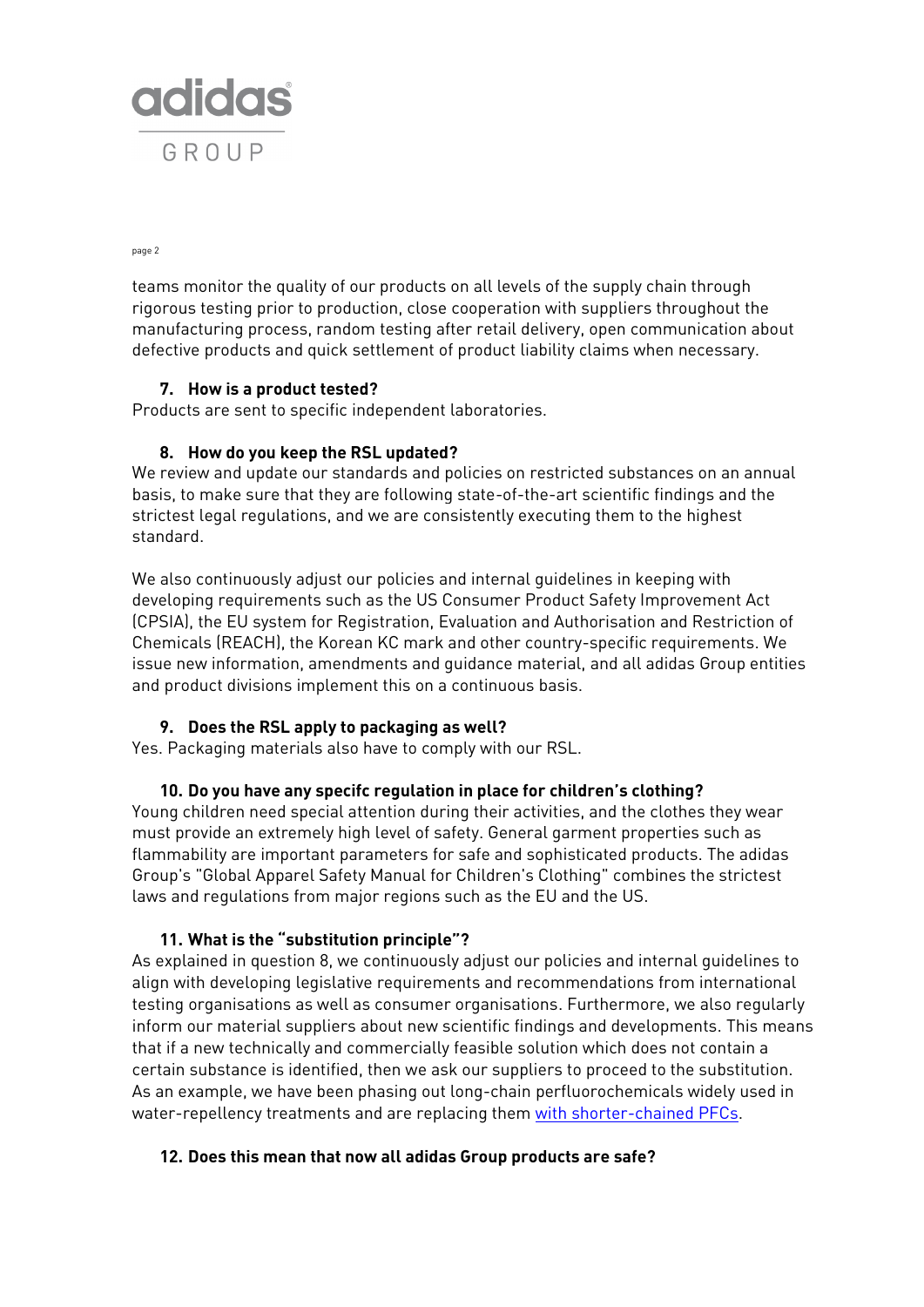teams monitor the quality of our products on all levels of the supply chain through rigorous testing prior to production, close cooperation with suppliers throughout the manufacturing process, random testing after retail delivery, open communication about defective products and quick settlement of product liability claims when necessary.

### 7. How is a product tested?

Products are sent to specific independent laboratories.

### 8. How do you keep the RSL updated?

We review and update our standards and policies on restricted substances on an annual basis, to make sure that they are following state-of-the-art scientific findings and the strictest legal regulations, and we are consistently executing them to the highest standard.

We also continuously adjust our policies and internal guidelines in keeping with developing requirements such as the US Consumer Product Safety Improvement Act (CPSIA), the EU system for Registration, Evaluation and Authorisation and Restriction of Chemicals (REACH), the Korean KC mark and other country-specific requirements. We issue new information, amendments and guidance material, and all adidas Group entities and product divisions implement this on a continuous basis.

### 9. Does the RSL apply to packaging as well?

Yes. Packaging materials also have to comply with our RSL.

### 10. Do you have any specifc regulation in place for children's clothing?

Young children need special attention during their activities, and the clothes they wear must provide an extremely high level of safety. General garment properties such as flammability are important parameters for safe and sophisticated products. The adidas Group's "Global Apparel Safety Manual for Children's Clothing" combines the strictest laws and regulations from major regions such as the EU and the US.

### 11. What is the "substitution principle"?

As explained in question 8, we continuously adjust our policies and internal guidelines to align with developing legislative requirements and recommendations from international testing organisations as well as consumer organisations. Furthermore, we also regularly inform our material suppliers about new scientific findings and developments. This means that if a new technically and commercially feasible solution which does not contain a certain substance is identified, then we ask our suppliers to proceed to the substitution. As an example, we have been phasing out long-chain perfluorochemicals widely used in water-repellency treatments and are replacing them with shorter-chained PFCs.

### 12. Does this mean that now all adidas Group products are safe?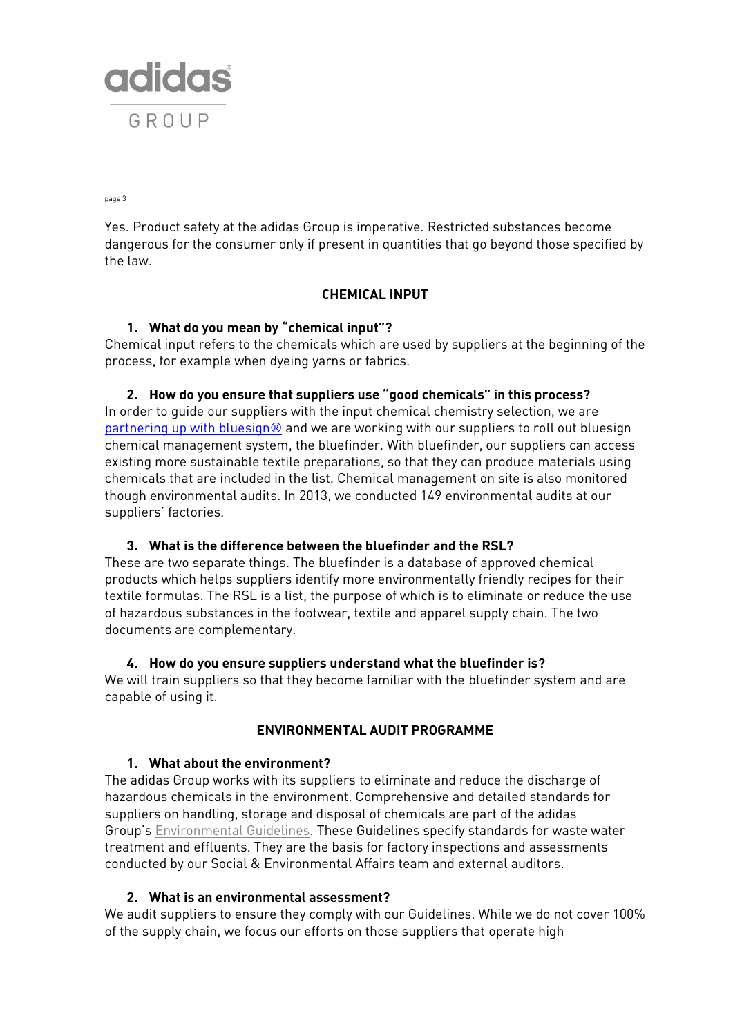Yes. Product safety at the adidas Group is imperative. Restricted substances become dangerous for the consumer only if present in quantities that go beyond those specified by the law.

## CHEMICAL INPUT

### 1. What do you mean by "chemical input"?

Chemical input refers to the chemicals which are used by suppliers at the beginning of the process, for example when dyeing yarns or fabrics.

### 2. How do you ensure that suppliers use "good chemicals" in this process?

In order to guide our suppliers with the input chemical chemistry selection, we are partnering up with bluesign® and we are working with our suppliers to roll out bluesign chemical management system, the bluefinder. With bluefinder, our suppliers can access existing more sustainable textile preparations, so that they can produce materials using chemicals that are included in the list. Chemical management on site is also monitored though environmental audits. In 2013, we conducted 149 environmental audits at our suppliers' factories.

### 3. What is the difference between the bluefinder and the RSL?

These are two separate things. The bluefinder is a database of approved chemical products which helps suppliers identify more environmentally friendly recipes for their textile formulas. The RSL is a list, the purpose of which is to eliminate or reduce the use of hazardous substances in the footwear, textile and apparel supply chain. The two documents are complementary.

### 4. How do you ensure suppliers understand what the bluefinder is?

We will train suppliers so that they become familiar with the bluefinder system and are capable of using it.

## ENVIRONMENTAL AUDIT PROGRAMME

### 1. What about the environment?

The adidas Group works with its suppliers to eliminate and reduce the discharge of hazardous chemicals in the environment. Comprehensive and detailed standards for suppliers on handling, storage and disposal of chemicals are part of the adidas Group's Environmental Guidelines. These Guidelines specify standards for waste water treatment and effluents. They are the basis for factory inspections and assessments conducted by our Social & Environmental Affairs team and external auditors.

### 2. What is an environmental assessment?

We audit suppliers to ensure they comply with our Guidelines. While we do not cover 100% of the supply chain, we focus our efforts on those suppliers that operate high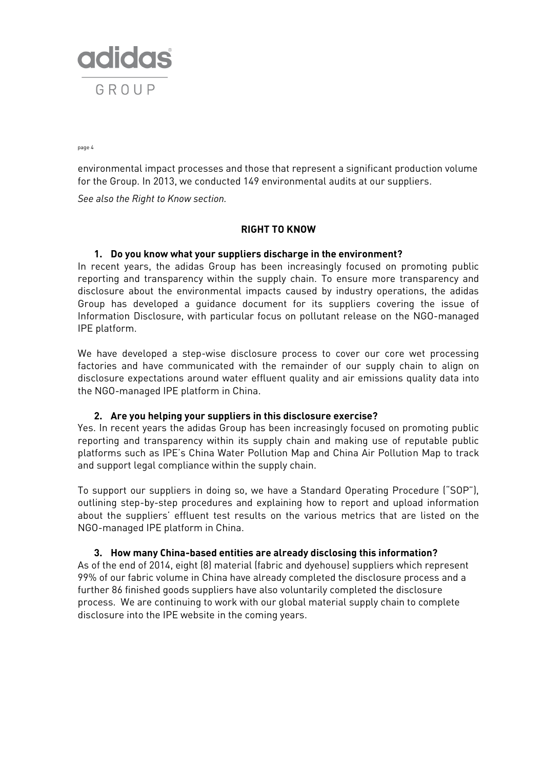environmental impact processes and those that represent a significant production volume for the Group. In 2013, we conducted 149 environmental audits at our suppliers.

*See also the Right to Know section.*

## RIGHT TO KNOW

### 1. Do you know what your suppliers discharge in the environment?

In recent years, the adidas Group has been increasingly focused on promoting public reporting and transparency within the supply chain. To ensure more transparency and disclosure about the environmental impacts caused by industry operations, the adidas Group has developed a guidance document for its suppliers covering the issue of Information Disclosure, with particular focus on pollutant release on the NGO-managed IPE platform.

We have developed a step-wise disclosure process to cover our core wet processing factories and have communicated with the remainder of our supply chain to align on disclosure expectations around water effluent quality and air emissions quality data into the NGO-managed IPE platform in China.

### 2. Are you helping your suppliers in this disclosure exercise?

Yes. In recent years the adidas Group has been increasingly focused on promoting public reporting and transparency within its supply chain and making use of reputable public platforms such as IPE's China Water Pollution Map and China Air Pollution Map to track and support legal compliance within the supply chain.

To support our suppliers in doing so, we have a Standard Operating Procedure ("SOP"), outlining step-by-step procedures and explaining how to report and upload information about the suppliers' effluent test results on the various metrics that are listed on the NGO-managed IPE platform in China.

### 3. How many China-based entities are already disclosing this information?

As of the end of 2014, eight (8) material (fabric and dyehouse) suppliers which represent 99% of our fabric volume in China have already completed the disclosure process and a further 86 finished goods suppliers have also voluntarily completed the disclosure process. We are continuing to work with our global material supply chain to complete disclosure into the IPE website in the coming years.